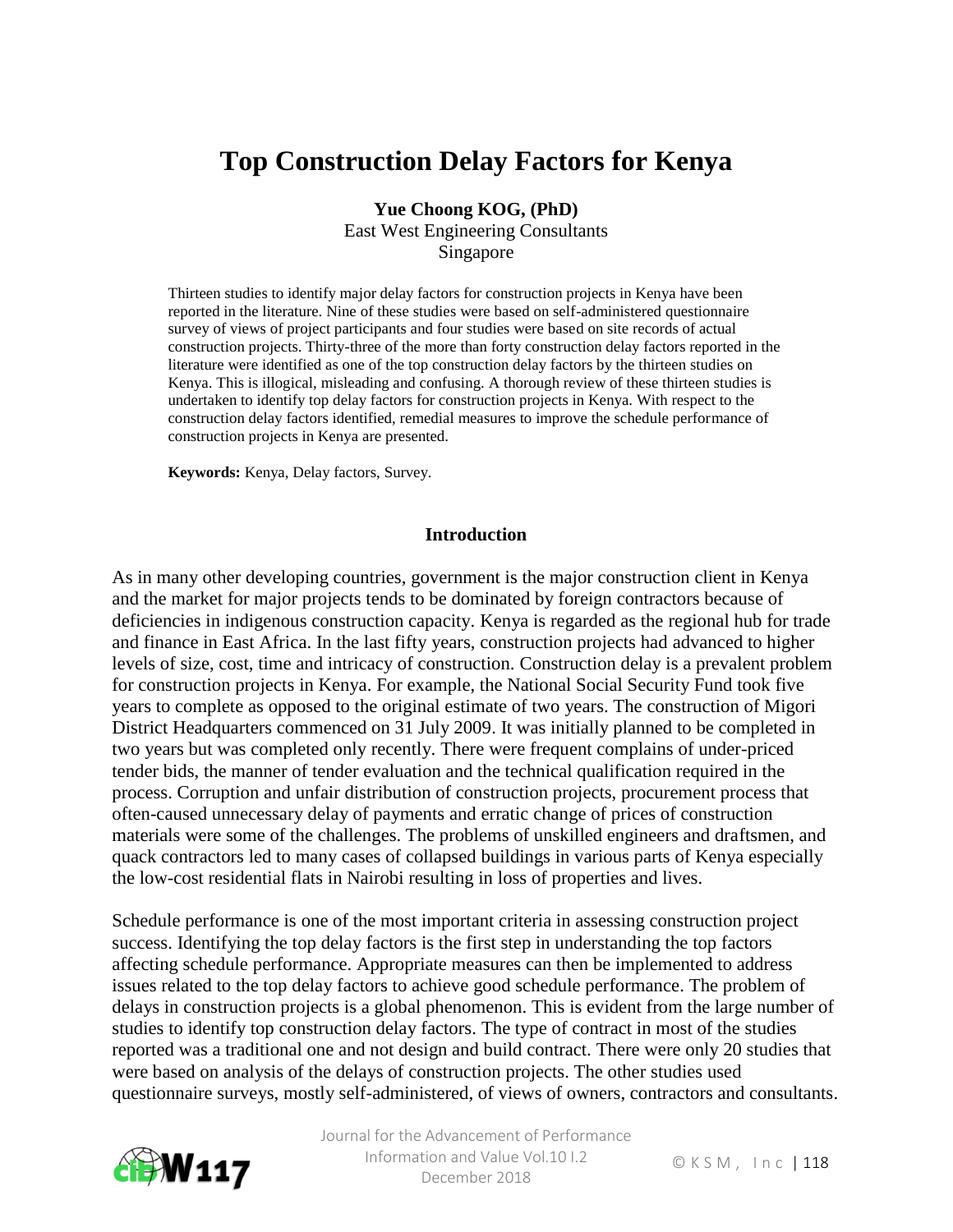# Top Construction Delay Factors for Kenya

**Yue Choong KOG, (PhD)**
East West Engineering Consultants
Singapore

Thirteen studies to identify major delay factors for construction projects in Kenya have been reported in the literature. Nine of these studies were based on self-administered questionnaire survey of views of project participants and four studies were based on site records of actual construction projects. Thirty-three of the more than forty construction delay factors reported in the literature were identified as one of the top construction delay factors by the thirteen studies on Kenya. This is illogical, misleading and confusing. A thorough review of these thirteen studies is undertaken to identify top delay factors for construction projects in Kenya. With respect to the construction delay factors identified, remedial measures to improve the schedule performance of construction projects in Kenya are presented.

**Keywords:** Kenya, Delay factors, Survey.

## Introduction

As in many other developing countries, government is the major construction client in Kenya and the market for major projects tends to be dominated by foreign contractors because of deficiencies in indigenous construction capacity. Kenya is regarded as the regional hub for trade and finance in East Africa. In the last fifty years, construction projects had advanced to higher levels of size, cost, time and intricacy of construction. Construction delay is a prevalent problem for construction projects in Kenya. For example, the National Social Security Fund took five years to complete as opposed to the original estimate of two years. The construction of Migori District Headquarters commenced on 31 July 2009. It was initially planned to be completed in two years but was completed only recently. There were frequent complains of under-priced tender bids, the manner of tender evaluation and the technical qualification required in the process. Corruption and unfair distribution of construction projects, procurement process that often-caused unnecessary delay of payments and erratic change of prices of construction materials were some of the challenges. The problems of unskilled engineers and draftsmen, and quack contractors led to many cases of collapsed buildings in various parts of Kenya especially the low-cost residential flats in Nairobi resulting in loss of properties and lives.

Schedule performance is one of the most important criteria in assessing construction project success. Identifying the top delay factors is the first step in understanding the top factors affecting schedule performance. Appropriate measures can then be implemented to address issues related to the top delay factors to achieve good schedule performance. The problem of delays in construction projects is a global phenomenon. This is evident from the large number of studies to identify top construction delay factors. The type of contract in most of the studies reported was a traditional one and not design and build contract. There were only 20 studies that were based on analysis of the delays of construction projects. The other studies used questionnaire surveys, mostly self-administered, of views of owners, contractors and consultants.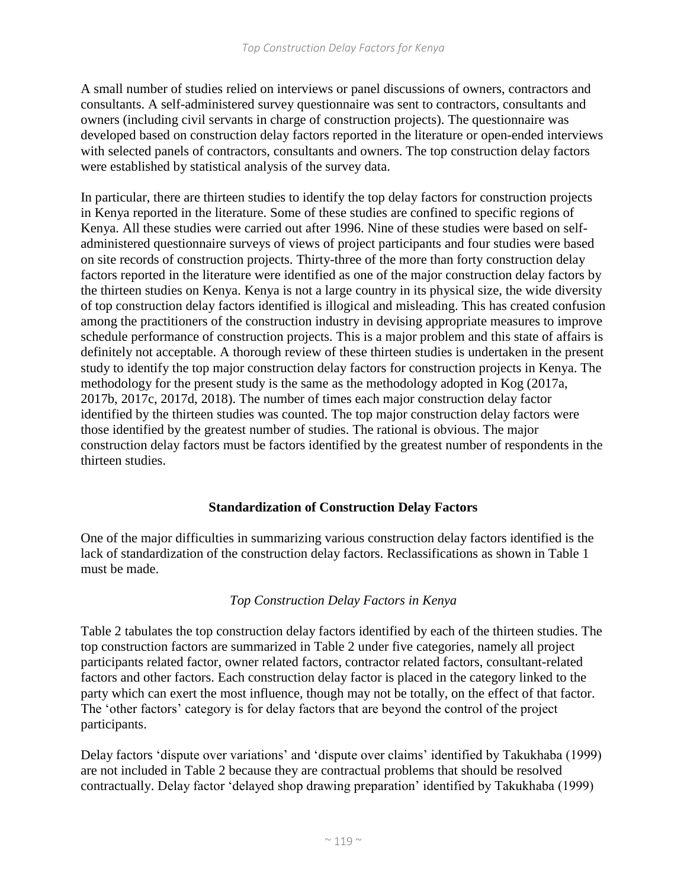A small number of studies relied on interviews or panel discussions of owners, contractors and consultants. A self-administered survey questionnaire was sent to contractors, consultants and owners (including civil servants in charge of construction projects). The questionnaire was developed based on construction delay factors reported in the literature or open-ended interviews with selected panels of contractors, consultants and owners. The top construction delay factors were established by statistical analysis of the survey data.

In particular, there are thirteen studies to identify the top delay factors for construction projects in Kenya reported in the literature. Some of these studies are confined to specific regions of Kenya. All these studies were carried out after 1996. Nine of these studies were based on self-administered questionnaire surveys of views of project participants and four studies were based on site records of construction projects. Thirty-three of the more than forty construction delay factors reported in the literature were identified as one of the major construction delay factors by the thirteen studies on Kenya. Kenya is not a large country in its physical size, the wide diversity of top construction delay factors identified is illogical and misleading. This has created confusion among the practitioners of the construction industry in devising appropriate measures to improve schedule performance of construction projects. This is a major problem and this state of affairs is definitely not acceptable. A thorough review of these thirteen studies is undertaken in the present study to identify the top major construction delay factors for construction projects in Kenya. The methodology for the present study is the same as the methodology adopted in Kog (2017a, 2017b, 2017c, 2017d, 2018). The number of times each major construction delay factor identified by the thirteen studies was counted. The top major construction delay factors were those identified by the greatest number of studies. The rational is obvious. The major construction delay factors must be factors identified by the greatest number of respondents in the thirteen studies.

## Standardization of Construction Delay Factors

One of the major difficulties in summarizing various construction delay factors identified is the lack of standardization of the construction delay factors. Reclassifications as shown in Table 1 must be made.

### *Top Construction Delay Factors in Kenya*

Table 2 tabulates the top construction delay factors identified by each of the thirteen studies. The top construction factors are summarized in Table 2 under five categories, namely all project participants related factor, owner related factors, contractor related factors, consultant-related factors and other factors. Each construction delay factor is placed in the category linked to the party which can exert the most influence, though may not be totally, on the effect of that factor. The 'other factors' category is for delay factors that are beyond the control of the project participants.

Delay factors 'dispute over variations' and 'dispute over claims' identified by Takukhaba (1999) are not included in Table 2 because they are contractual problems that should be resolved contractually. Delay factor 'delayed shop drawing preparation' identified by Takukhaba (1999)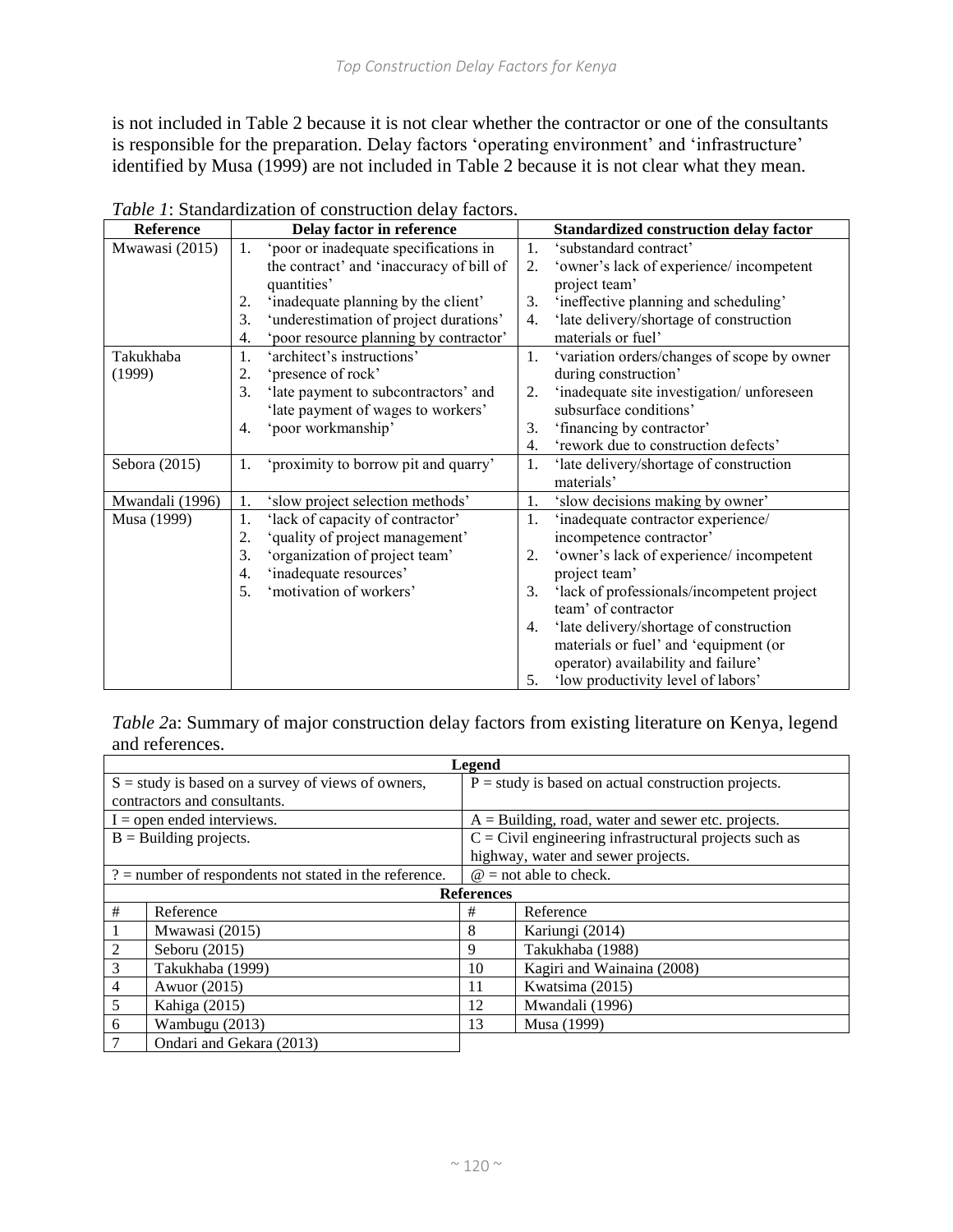is not included in Table 2 because it is not clear whether the contractor or one of the consultants is responsible for the preparation. Delay factors 'operating environment' and 'infrastructure' identified by Musa (1999) are not included in Table 2 because it is not clear what they mean.

*Table 1*: Standardization of construction delay factors.

| Reference | Delay factor in reference | Standardized construction delay factor |
|---|---|---|
| Mwawasi (2015) | 1. 'poor or inadequate specifications in the contract' and 'inaccuracy of bill of quantities'<br>2. 'inadequate planning by the client'<br>3. 'underestimation of project durations'<br>4. 'poor resource planning by contractor' | 1. 'substandard contract'<br>2. 'owner's lack of experience/ incompetent project team'<br>3. 'ineffective planning and scheduling'<br>4. 'late delivery/shortage of construction materials or fuel' |
| Takukhaba (1999) | 1. 'architect's instructions'<br>2. 'presence of rock'<br>3. 'late payment to subcontractors' and 'late payment of wages to workers'<br>4. 'poor workmanship' | 1. 'variation orders/changes of scope by owner during construction'<br>2. 'inadequate site investigation/ unforeseen subsurface conditions'<br>3. 'financing by contractor'<br>4. 'rework due to construction defects' |
| Sebora (2015) | 1. 'proximity to borrow pit and quarry' | 1. 'late delivery/shortage of construction materials' |
| Mwandali (1996) | 1. 'slow project selection methods' | 1. 'slow decisions making by owner' |
| Musa (1999) | 1. 'lack of capacity of contractor'<br>2. 'quality of project management'<br>3. 'organization of project team'<br>4. 'inadequate resources'<br>5. 'motivation of workers' | 1. 'inadequate contractor experience/ incompetence contractor'<br>2. 'owner's lack of experience/ incompetent project team'<br>3. 'lack of professionals/incompetent project team' of contractor<br>4. 'late delivery/shortage of construction materials or fuel' and 'equipment (or operator) availability and failure'<br>5. 'low productivity level of labors' |

*Table 2*a: Summary of major construction delay factors from existing literature on Kenya, legend and references.

| Legend | |
|---|---|
| S = study is based on a survey of views of owners, contractors and consultants. | P = study is based on actual construction projects. |
| I = open ended interviews. | A = Building, road, water and sewer etc. projects. |
| B = Building projects. | C = Civil engineering infrastructural projects such as highway, water and sewer projects. |
| ? = number of respondents not stated in the reference. | @ = not able to check. |

| # | Reference | # | Reference |
|---|---|---|---|
| 1 | Mwawasi (2015) | 8 | Kariungi (2014) |
| 2 | Seboru (2015) | 9 | Takukhaba (1988) |
| 3 | Takukhaba (1999) | 10 | Kagiri and Wainaina (2008) |
| 4 | Awuor (2015) | 11 | Kwatsima (2015) |
| 5 | Kahiga (2015) | 12 | Mwandali (1996) |
| 6 | Wambugu (2013) | 13 | Musa (1999) |
| 7 | Ondari and Gekara (2013) | | |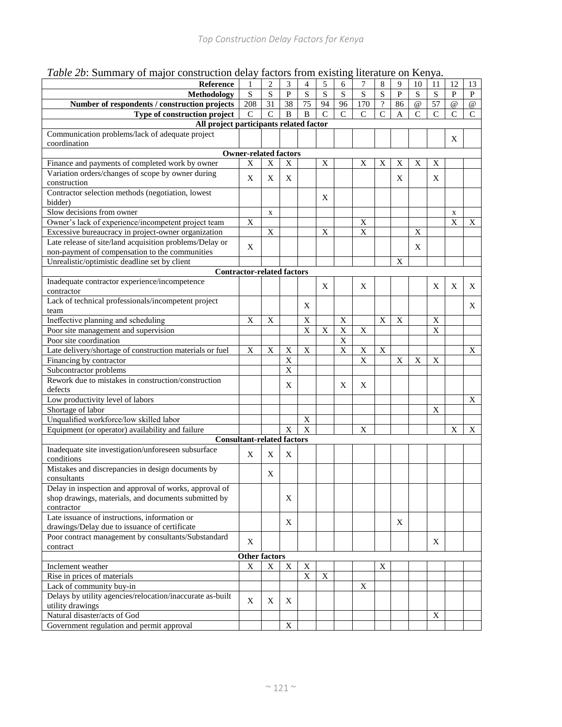*Table 2b*: Summary of major construction delay factors from existing literature on Kenya.

| Reference | 1 | 2 | 3 | 4 | 5 | 6 | 7 | 8 | 9 | 10 | 11 | 12 | 13 |
|---|---|---|---|---|---|---|---|---|---|---|---|---|---|
| **Methodology** | S | S | P | S | S | S | S | S | P | S | S | P | P |
| **Number of respondents / construction projects** | 208 | 31 | 38 | 75 | 94 | 96 | 170 | ? | 86 | @ | 57 | @ | @ |
| **Type of construction project** | C | C | B | B | C | C | C | C | A | C | C | C | C |
| **All project participants related factor** | | | | | | | | | | | | | |
| Communication problems/lack of adequate project coordination | | | | | | | | | | | | X | |
| **Owner-related factors** | | | | | | | | | | | | | |
| Finance and payments of completed work by owner | X | X | X | | X | | X | X | X | X | X | | |
| Variation orders/changes of scope by owner during construction | X | X | X | | | | | | X | | X | | |
| Contractor selection methods (negotiation, lowest bidder) | | | | | X | | | | | | | | |
| Slow decisions from owner | | x | | | | | | | | | | x | |
| Owner's lack of experience/incompetent project team | X | | | | | | X | | | | | X | X |
| Excessive bureaucracy in project-owner organization | | X | | | X | | X | | | X | | | |
| Late release of site/land acquisition problems/Delay or non-payment of compensation to the communities | X | | | | | | | | | X | | | |
| Unrealistic/optimistic deadline set by client | | | | | | | | | X | | | | |
| **Contractor-related factors** | | | | | | | | | | | | | |
| Inadequate contractor experience/incompetence contractor | | | | | X | | X | | | | X | X | X |
| Lack of technical professionals/incompetent project team | | | | X | | | | | | | | | X |
| Ineffective planning and scheduling | X | X | | X | | X | | X | X | | X | | |
| Poor site management and supervision | | | | X | X | X | X | | | | X | | |
| Poor site coordination | | | | | | X | | | | | | | |
| Late delivery/shortage of construction materials or fuel | X | X | X | X | | X | X | X | | | | | X |
| Financing by contractor | | | X | | | | X | | X | X | X | | |
| Subcontractor problems | | | X | | | | | | | | | | |
| Rework due to mistakes in construction/construction defects | | | X | | | X | X | | | | | | |
| Low productivity level of labors | | | | | | | | | | | | | X |
| Shortage of labor | | | | | | | | | | | X | | |
| Unqualified workforce/low skilled labor | | | | X | | | | | | | | | |
| Equipment (or operator) availability and failure | | | X | X | | | X | | | | | X | X |
| **Consultant-related factors** | | | | | | | | | | | | | |
| Inadequate site investigation/unforeseen subsurface conditions | X | X | X | | | | | | | | | | |
| Mistakes and discrepancies in design documents by consultants | | X | | | | | | | | | | | |
| Delay in inspection and approval of works, approval of shop drawings, materials, and documents submitted by contractor | | | X | | | | | | | | | | |
| Late issuance of instructions, information or drawings/Delay due to issuance of certificate | | | X | | | | | | X | | | | |
| Poor contract management by consultants/Substandard contract | X | | | | | | | | | | X | | |
| **Other factors** | | | | | | | | | | | | | |
| Inclement weather | X | X | X | X | | | | X | | | | | |
| Rise in prices of materials | | | | X | X | | | | | | | | |
| Lack of community buy-in | | | | | | | X | | | | | | |
| Delays by utility agencies/relocation/inaccurate as-built utility drawings | X | X | X | | | | | | | | | | |
| Natural disaster/acts of God | | | | | | | | | | | X | | |
| Government regulation and permit approval | | | X | | | | | | | | | | |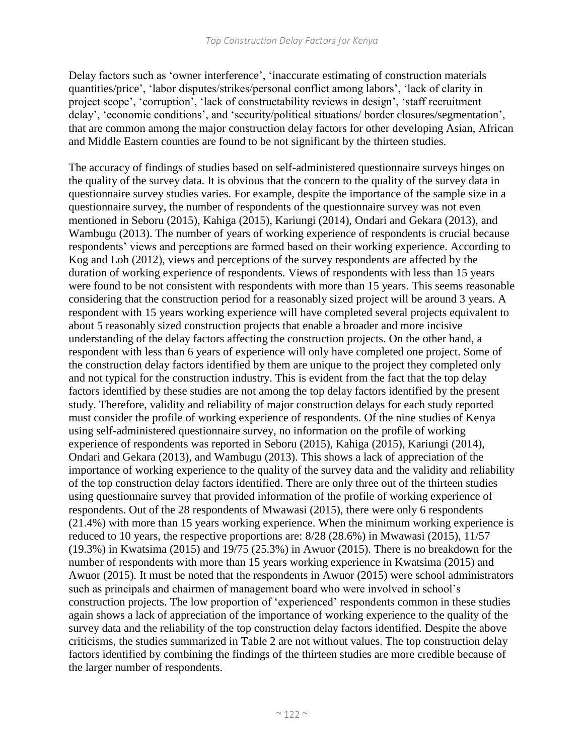Delay factors such as 'owner interference', 'inaccurate estimating of construction materials quantities/price', 'labor disputes/strikes/personal conflict among labors', 'lack of clarity in project scope', 'corruption', 'lack of constructability reviews in design', 'staff recruitment delay', 'economic conditions', and 'security/political situations/ border closures/segmentation', that are common among the major construction delay factors for other developing Asian, African and Middle Eastern counties are found to be not significant by the thirteen studies.

The accuracy of findings of studies based on self-administered questionnaire surveys hinges on the quality of the survey data. It is obvious that the concern to the quality of the survey data in questionnaire survey studies varies. For example, despite the importance of the sample size in a questionnaire survey, the number of respondents of the questionnaire survey was not even mentioned in Seboru (2015), Kahiga (2015), Kariungi (2014), Ondari and Gekara (2013), and Wambugu (2013). The number of years of working experience of respondents is crucial because respondents' views and perceptions are formed based on their working experience. According to Kog and Loh (2012), views and perceptions of the survey respondents are affected by the duration of working experience of respondents. Views of respondents with less than 15 years were found to be not consistent with respondents with more than 15 years. This seems reasonable considering that the construction period for a reasonably sized project will be around 3 years. A respondent with 15 years working experience will have completed several projects equivalent to about 5 reasonably sized construction projects that enable a broader and more incisive understanding of the delay factors affecting the construction projects. On the other hand, a respondent with less than 6 years of experience will only have completed one project. Some of the construction delay factors identified by them are unique to the project they completed only and not typical for the construction industry. This is evident from the fact that the top delay factors identified by these studies are not among the top delay factors identified by the present study. Therefore, validity and reliability of major construction delays for each study reported must consider the profile of working experience of respondents. Of the nine studies of Kenya using self-administered questionnaire survey, no information on the profile of working experience of respondents was reported in Seboru (2015), Kahiga (2015), Kariungi (2014), Ondari and Gekara (2013), and Wambugu (2013). This shows a lack of appreciation of the importance of working experience to the quality of the survey data and the validity and reliability of the top construction delay factors identified. There are only three out of the thirteen studies using questionnaire survey that provided information of the profile of working experience of respondents. Out of the 28 respondents of Mwawasi (2015), there were only 6 respondents (21.4%) with more than 15 years working experience. When the minimum working experience is reduced to 10 years, the respective proportions are: 8/28 (28.6%) in Mwawasi (2015), 11/57 (19.3%) in Kwatsima (2015) and 19/75 (25.3%) in Awuor (2015). There is no breakdown for the number of respondents with more than 15 years working experience in Kwatsima (2015) and Awuor (2015). It must be noted that the respondents in Awuor (2015) were school administrators such as principals and chairmen of management board who were involved in school's construction projects. The low proportion of 'experienced' respondents common in these studies again shows a lack of appreciation of the importance of working experience to the quality of the survey data and the reliability of the top construction delay factors identified. Despite the above criticisms, the studies summarized in Table 2 are not without values. The top construction delay factors identified by combining the findings of the thirteen studies are more credible because of the larger number of respondents.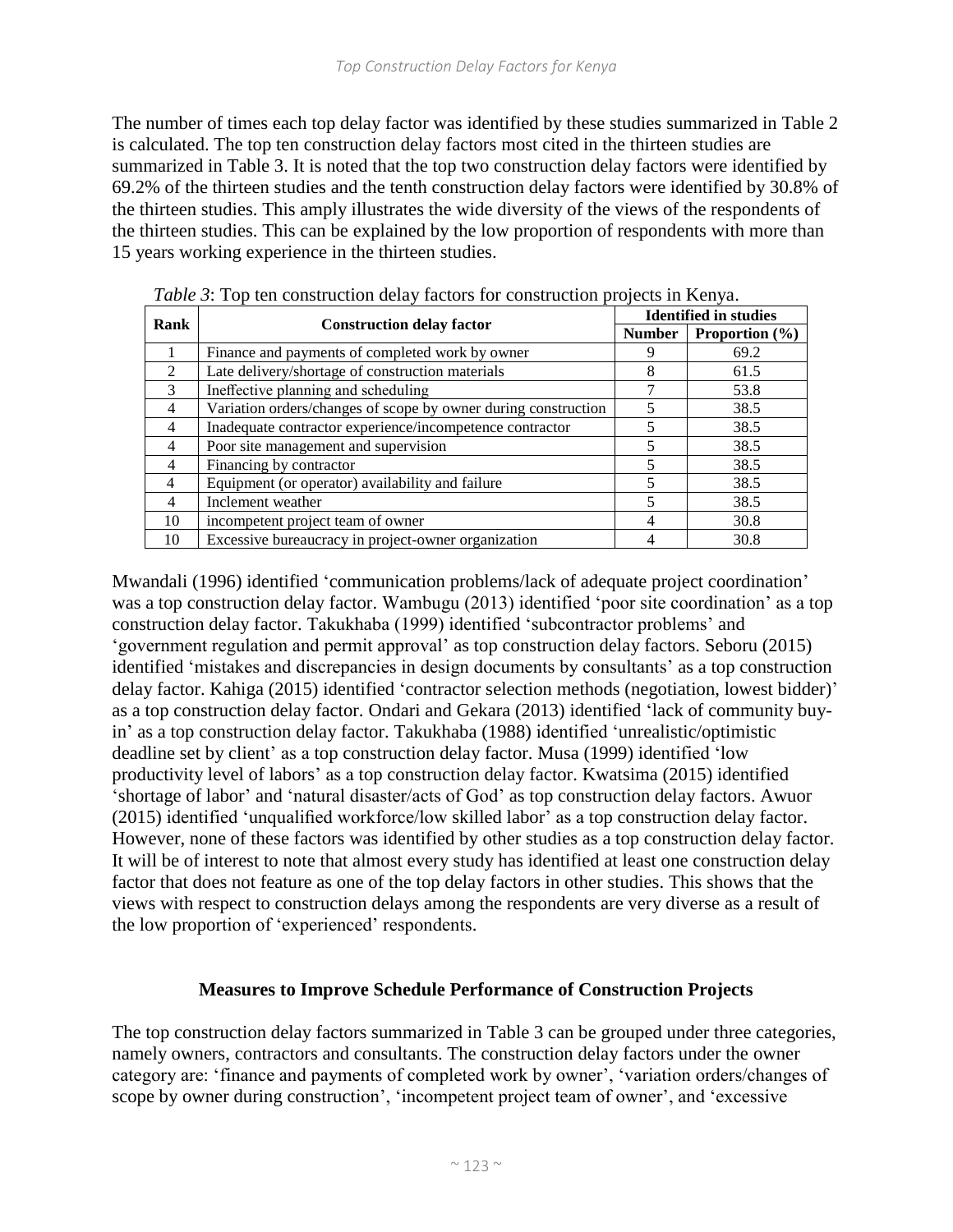The number of times each top delay factor was identified by these studies summarized in Table 2 is calculated. The top ten construction delay factors most cited in the thirteen studies are summarized in Table 3. It is noted that the top two construction delay factors were identified by 69.2% of the thirteen studies and the tenth construction delay factors were identified by 30.8% of the thirteen studies. This amply illustrates the wide diversity of the views of the respondents of the thirteen studies. This can be explained by the low proportion of respondents with more than 15 years working experience in the thirteen studies.

*Table 3*: Top ten construction delay factors for construction projects in Kenya.

| Rank | Construction delay factor | Identified in studies | |
|---|---|---|---|
| | | Number | Proportion (%) |
| 1 | Finance and payments of completed work by owner | 9 | 69.2 |
| 2 | Late delivery/shortage of construction materials | 8 | 61.5 |
| 3 | Ineffective planning and scheduling | 7 | 53.8 |
| 4 | Variation orders/changes of scope by owner during construction | 5 | 38.5 |
| 4 | Inadequate contractor experience/incompetence contractor | 5 | 38.5 |
| 4 | Poor site management and supervision | 5 | 38.5 |
| 4 | Financing by contractor | 5 | 38.5 |
| 4 | Equipment (or operator) availability and failure | 5 | 38.5 |
| 4 | Inclement weather | 5 | 38.5 |
| 10 | incompetent project team of owner | 4 | 30.8 |
| 10 | Excessive bureaucracy in project-owner organization | 4 | 30.8 |

Mwandali (1996) identified 'communication problems/lack of adequate project coordination' was a top construction delay factor. Wambugu (2013) identified 'poor site coordination' as a top construction delay factor. Takukhaba (1999) identified 'subcontractor problems' and 'government regulation and permit approval' as top construction delay factors. Seboru (2015) identified 'mistakes and discrepancies in design documents by consultants' as a top construction delay factor. Kahiga (2015) identified 'contractor selection methods (negotiation, lowest bidder)' as a top construction delay factor. Ondari and Gekara (2013) identified 'lack of community buy-in' as a top construction delay factor. Takukhaba (1988) identified 'unrealistic/optimistic deadline set by client' as a top construction delay factor. Musa (1999) identified 'low productivity level of labors' as a top construction delay factor. Kwatsima (2015) identified 'shortage of labor' and 'natural disaster/acts of God' as top construction delay factors. Awuor (2015) identified 'unqualified workforce/low skilled labor' as a top construction delay factor. However, none of these factors was identified by other studies as a top construction delay factor. It will be of interest to note that almost every study has identified at least one construction delay factor that does not feature as one of the top delay factors in other studies. This shows that the views with respect to construction delays among the respondents are very diverse as a result of the low proportion of 'experienced' respondents.

## Measures to Improve Schedule Performance of Construction Projects

The top construction delay factors summarized in Table 3 can be grouped under three categories, namely owners, contractors and consultants. The construction delay factors under the owner category are: 'finance and payments of completed work by owner', 'variation orders/changes of scope by owner during construction', 'incompetent project team of owner', and 'excessive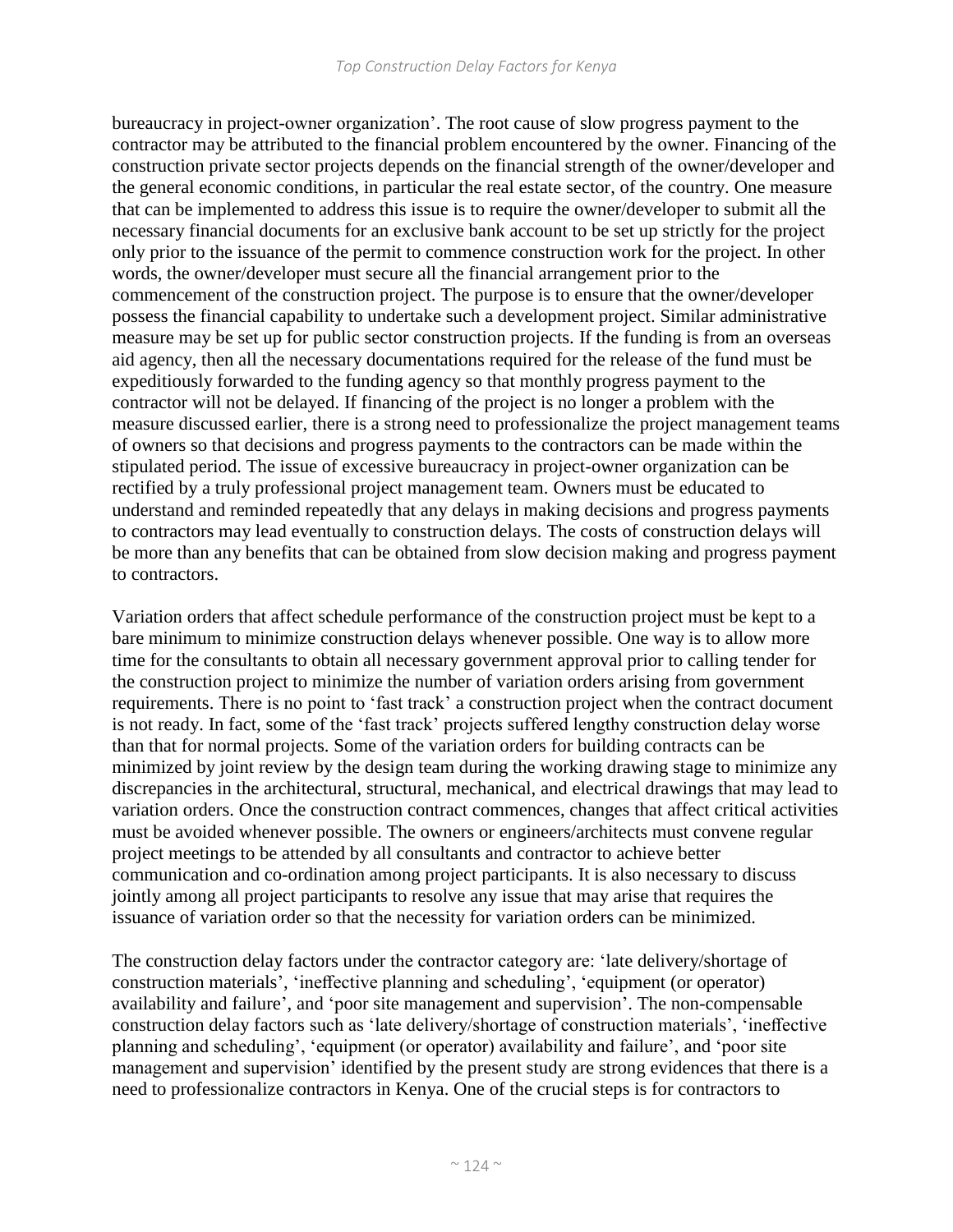bureaucracy in project-owner organization'. The root cause of slow progress payment to the contractor may be attributed to the financial problem encountered by the owner. Financing of the construction private sector projects depends on the financial strength of the owner/developer and the general economic conditions, in particular the real estate sector, of the country. One measure that can be implemented to address this issue is to require the owner/developer to submit all the necessary financial documents for an exclusive bank account to be set up strictly for the project only prior to the issuance of the permit to commence construction work for the project. In other words, the owner/developer must secure all the financial arrangement prior to the commencement of the construction project. The purpose is to ensure that the owner/developer possess the financial capability to undertake such a development project. Similar administrative measure may be set up for public sector construction projects. If the funding is from an overseas aid agency, then all the necessary documentations required for the release of the fund must be expeditiously forwarded to the funding agency so that monthly progress payment to the contractor will not be delayed. If financing of the project is no longer a problem with the measure discussed earlier, there is a strong need to professionalize the project management teams of owners so that decisions and progress payments to the contractors can be made within the stipulated period. The issue of excessive bureaucracy in project-owner organization can be rectified by a truly professional project management team. Owners must be educated to understand and reminded repeatedly that any delays in making decisions and progress payments to contractors may lead eventually to construction delays. The costs of construction delays will be more than any benefits that can be obtained from slow decision making and progress payment to contractors.

Variation orders that affect schedule performance of the construction project must be kept to a bare minimum to minimize construction delays whenever possible. One way is to allow more time for the consultants to obtain all necessary government approval prior to calling tender for the construction project to minimize the number of variation orders arising from government requirements. There is no point to 'fast track' a construction project when the contract document is not ready. In fact, some of the 'fast track' projects suffered lengthy construction delay worse than that for normal projects. Some of the variation orders for building contracts can be minimized by joint review by the design team during the working drawing stage to minimize any discrepancies in the architectural, structural, mechanical, and electrical drawings that may lead to variation orders. Once the construction contract commences, changes that affect critical activities must be avoided whenever possible. The owners or engineers/architects must convene regular project meetings to be attended by all consultants and contractor to achieve better communication and co-ordination among project participants. It is also necessary to discuss jointly among all project participants to resolve any issue that may arise that requires the issuance of variation order so that the necessity for variation orders can be minimized.

The construction delay factors under the contractor category are: 'late delivery/shortage of construction materials', 'ineffective planning and scheduling', 'equipment (or operator) availability and failure', and 'poor site management and supervision'. The non-compensable construction delay factors such as 'late delivery/shortage of construction materials', 'ineffective planning and scheduling', 'equipment (or operator) availability and failure', and 'poor site management and supervision' identified by the present study are strong evidences that there is a need to professionalize contractors in Kenya. One of the crucial steps is for contractors to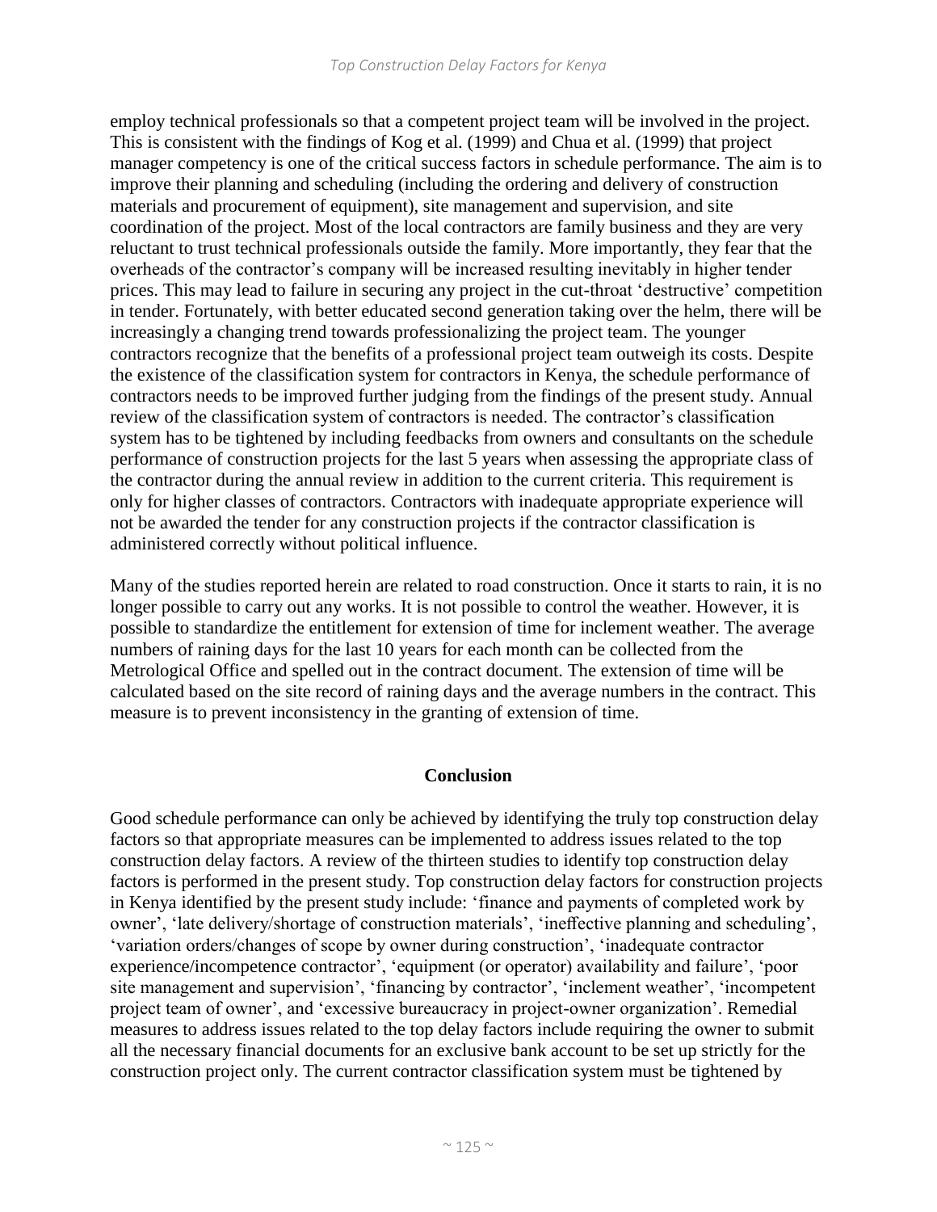employ technical professionals so that a competent project team will be involved in the project. This is consistent with the findings of Kog et al. (1999) and Chua et al. (1999) that project manager competency is one of the critical success factors in schedule performance. The aim is to improve their planning and scheduling (including the ordering and delivery of construction materials and procurement of equipment), site management and supervision, and site coordination of the project. Most of the local contractors are family business and they are very reluctant to trust technical professionals outside the family. More importantly, they fear that the overheads of the contractor's company will be increased resulting inevitably in higher tender prices. This may lead to failure in securing any project in the cut-throat 'destructive' competition in tender. Fortunately, with better educated second generation taking over the helm, there will be increasingly a changing trend towards professionalizing the project team. The younger contractors recognize that the benefits of a professional project team outweigh its costs. Despite the existence of the classification system for contractors in Kenya, the schedule performance of contractors needs to be improved further judging from the findings of the present study. Annual review of the classification system of contractors is needed. The contractor's classification system has to be tightened by including feedbacks from owners and consultants on the schedule performance of construction projects for the last 5 years when assessing the appropriate class of the contractor during the annual review in addition to the current criteria. This requirement is only for higher classes of contractors. Contractors with inadequate appropriate experience will not be awarded the tender for any construction projects if the contractor classification is administered correctly without political influence.

Many of the studies reported herein are related to road construction. Once it starts to rain, it is no longer possible to carry out any works. It is not possible to control the weather. However, it is possible to standardize the entitlement for extension of time for inclement weather. The average numbers of raining days for the last 10 years for each month can be collected from the Metrological Office and spelled out in the contract document. The extension of time will be calculated based on the site record of raining days and the average numbers in the contract. This measure is to prevent inconsistency in the granting of extension of time.

## Conclusion

Good schedule performance can only be achieved by identifying the truly top construction delay factors so that appropriate measures can be implemented to address issues related to the top construction delay factors. A review of the thirteen studies to identify top construction delay factors is performed in the present study. Top construction delay factors for construction projects in Kenya identified by the present study include: 'finance and payments of completed work by owner', 'late delivery/shortage of construction materials', 'ineffective planning and scheduling', 'variation orders/changes of scope by owner during construction', 'inadequate contractor experience/incompetence contractor', 'equipment (or operator) availability and failure', 'poor site management and supervision', 'financing by contractor', 'inclement weather', 'incompetent project team of owner', and 'excessive bureaucracy in project-owner organization'. Remedial measures to address issues related to the top delay factors include requiring the owner to submit all the necessary financial documents for an exclusive bank account to be set up strictly for the construction project only. The current contractor classification system must be tightened by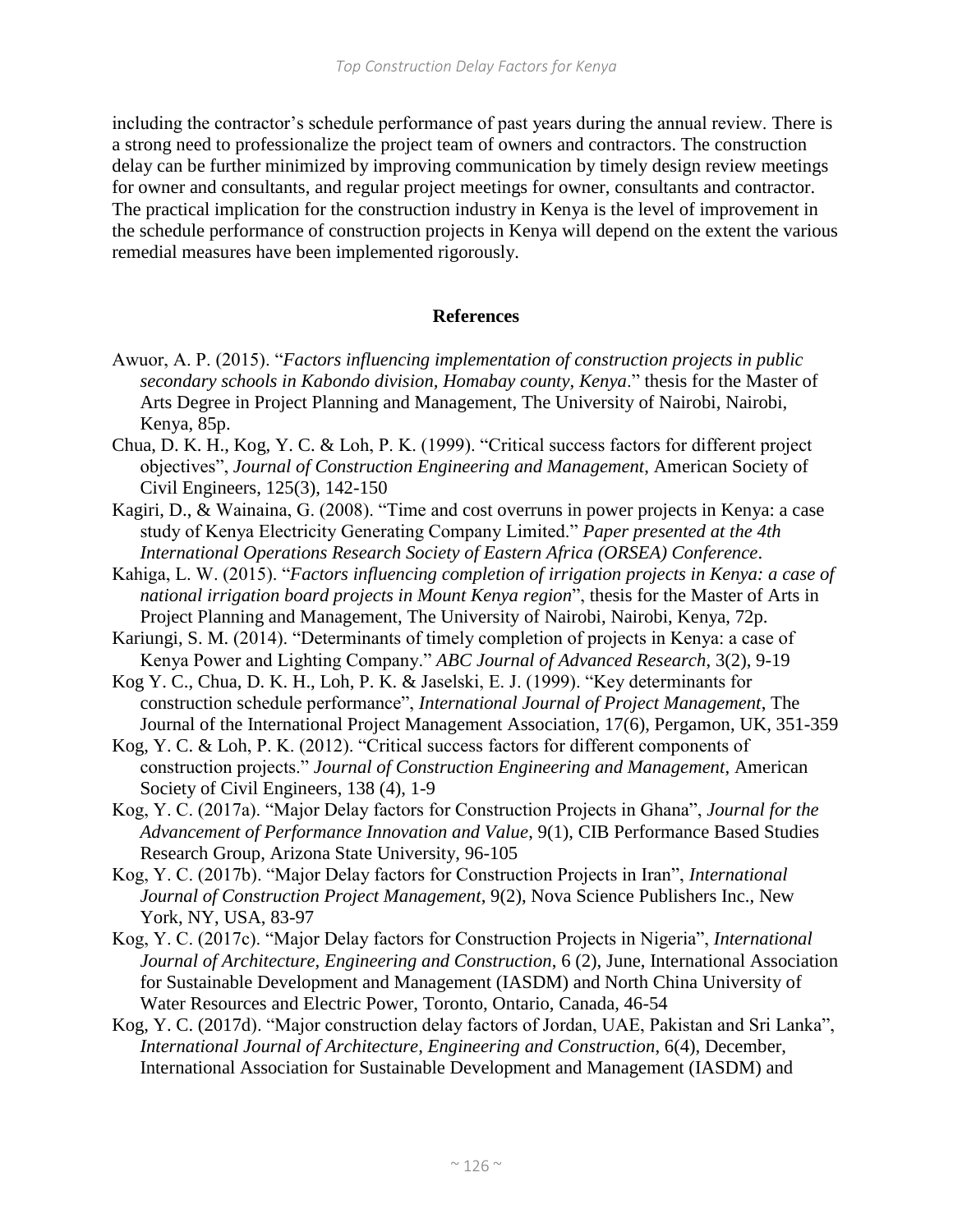including the contractor's schedule performance of past years during the annual review. There is a strong need to professionalize the project team of owners and contractors. The construction delay can be further minimized by improving communication by timely design review meetings for owner and consultants, and regular project meetings for owner, consultants and contractor. The practical implication for the construction industry in Kenya is the level of improvement in the schedule performance of construction projects in Kenya will depend on the extent the various remedial measures have been implemented rigorously.

## References

Awuor, A. P. (2015). "*Factors influencing implementation of construction projects in public secondary schools in Kabondo division, Homabay county, Kenya*." thesis for the Master of Arts Degree in Project Planning and Management, The University of Nairobi, Nairobi, Kenya, 85p.

Chua, D. K. H., Kog, Y. C. & Loh, P. K. (1999). "Critical success factors for different project objectives", *Journal of Construction Engineering and Management*, American Society of Civil Engineers, 125(3), 142-150

Kagiri, D., & Wainaina, G. (2008). "Time and cost overruns in power projects in Kenya: a case study of Kenya Electricity Generating Company Limited." *Paper presented at the 4th International Operations Research Society of Eastern Africa (ORSEA) Conference*.

Kahiga, L. W. (2015). "*Factors influencing completion of irrigation projects in Kenya: a case of national irrigation board projects in Mount Kenya region*", thesis for the Master of Arts in Project Planning and Management, The University of Nairobi, Nairobi, Kenya, 72p.

Kariungi, S. M. (2014). "Determinants of timely completion of projects in Kenya: a case of Kenya Power and Lighting Company." *ABC Journal of Advanced Research*, 3(2), 9-19

Kog Y. C., Chua, D. K. H., Loh, P. K. & Jaselski, E. J. (1999). "Key determinants for construction schedule performance", *International Journal of Project Management*, The Journal of the International Project Management Association, 17(6), Pergamon, UK, 351-359

Kog, Y. C. & Loh, P. K. (2012). "Critical success factors for different components of construction projects." *Journal of Construction Engineering and Management*, American Society of Civil Engineers, 138 (4), 1-9

Kog, Y. C. (2017a). "Major Delay factors for Construction Projects in Ghana", *Journal for the Advancement of Performance Innovation and Value*, 9(1), CIB Performance Based Studies Research Group, Arizona State University, 96-105

Kog, Y. C. (2017b). "Major Delay factors for Construction Projects in Iran", *International Journal of Construction Project Management*, 9(2), Nova Science Publishers Inc., New York, NY, USA, 83-97

Kog, Y. C. (2017c). "Major Delay factors for Construction Projects in Nigeria", *International Journal of Architecture, Engineering and Construction*, 6 (2), June, International Association for Sustainable Development and Management (IASDM) and North China University of Water Resources and Electric Power, Toronto, Ontario, Canada, 46-54

Kog, Y. C. (2017d). "Major construction delay factors of Jordan, UAE, Pakistan and Sri Lanka", *International Journal of Architecture, Engineering and Construction*, 6(4), December, International Association for Sustainable Development and Management (IASDM) and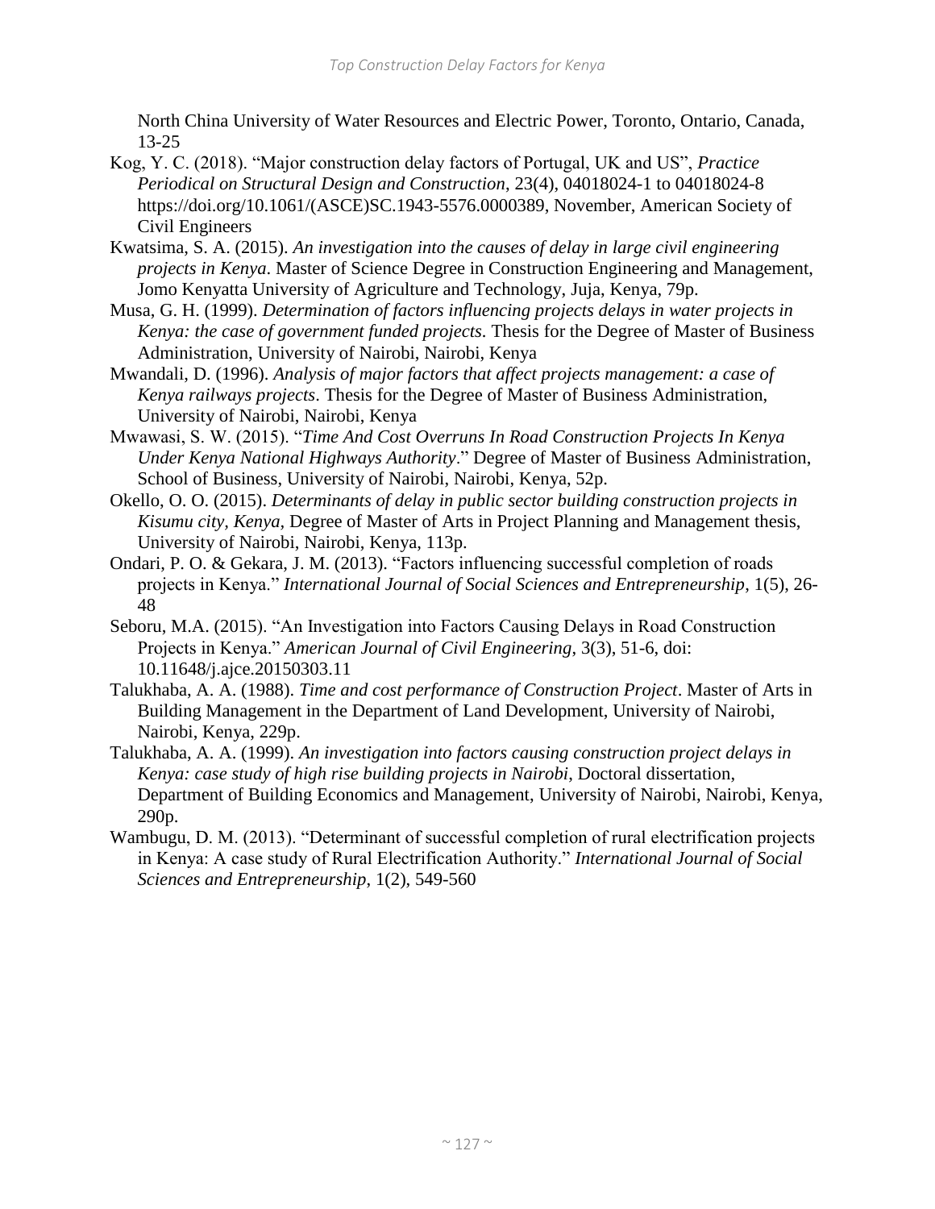North China University of Water Resources and Electric Power, Toronto, Ontario, Canada, 13-25

Kog, Y. C. (2018). "Major construction delay factors of Portugal, UK and US", *Practice Periodical on Structural Design and Construction*, 23(4), 04018024-1 to 04018024-8 https://doi.org/10.1061/(ASCE)SC.1943-5576.0000389, November, American Society of Civil Engineers

Kwatsima, S. A. (2015). *An investigation into the causes of delay in large civil engineering projects in Kenya*. Master of Science Degree in Construction Engineering and Management, Jomo Kenyatta University of Agriculture and Technology, Juja, Kenya, 79p.

Musa, G. H. (1999). *Determination of factors influencing projects delays in water projects in Kenya: the case of government funded projects.* Thesis for the Degree of Master of Business Administration, University of Nairobi, Nairobi, Kenya

Mwandali, D. (1996). *Analysis of major factors that affect projects management: a case of Kenya railways projects*. Thesis for the Degree of Master of Business Administration, University of Nairobi, Nairobi, Kenya

Mwawasi, S. W. (2015). "*Time And Cost Overruns In Road Construction Projects In Kenya Under Kenya National Highways Authority*." Degree of Master of Business Administration, School of Business, University of Nairobi, Nairobi, Kenya, 52p.

Okello, O. O. (2015). *Determinants of delay in public sector building construction projects in Kisumu city, Kenya,* Degree of Master of Arts in Project Planning and Management thesis, University of Nairobi, Nairobi, Kenya, 113p.

Ondari, P. O. & Gekara, J. M. (2013). "Factors influencing successful completion of roads projects in Kenya." *International Journal of Social Sciences and Entrepreneurship*, 1(5), 26-48

Seboru, M.A. (2015). "An Investigation into Factors Causing Delays in Road Construction Projects in Kenya." *American Journal of Civil Engineering*, 3(3), 51-6, doi: 10.11648/j.ajce.20150303.11

Talukhaba, A. A. (1988). *Time and cost performance of Construction Project*. Master of Arts in Building Management in the Department of Land Development, University of Nairobi, Nairobi, Kenya, 229p.

Talukhaba, A. A. (1999). *An investigation into factors causing construction project delays in Kenya: case study of high rise building projects in Nairobi*, Doctoral dissertation, Department of Building Economics and Management, University of Nairobi, Nairobi, Kenya, 290p.

Wambugu, D. M. (2013). "Determinant of successful completion of rural electrification projects in Kenya: A case study of Rural Electrification Authority." *International Journal of Social Sciences and Entrepreneurship*, 1(2), 549-560